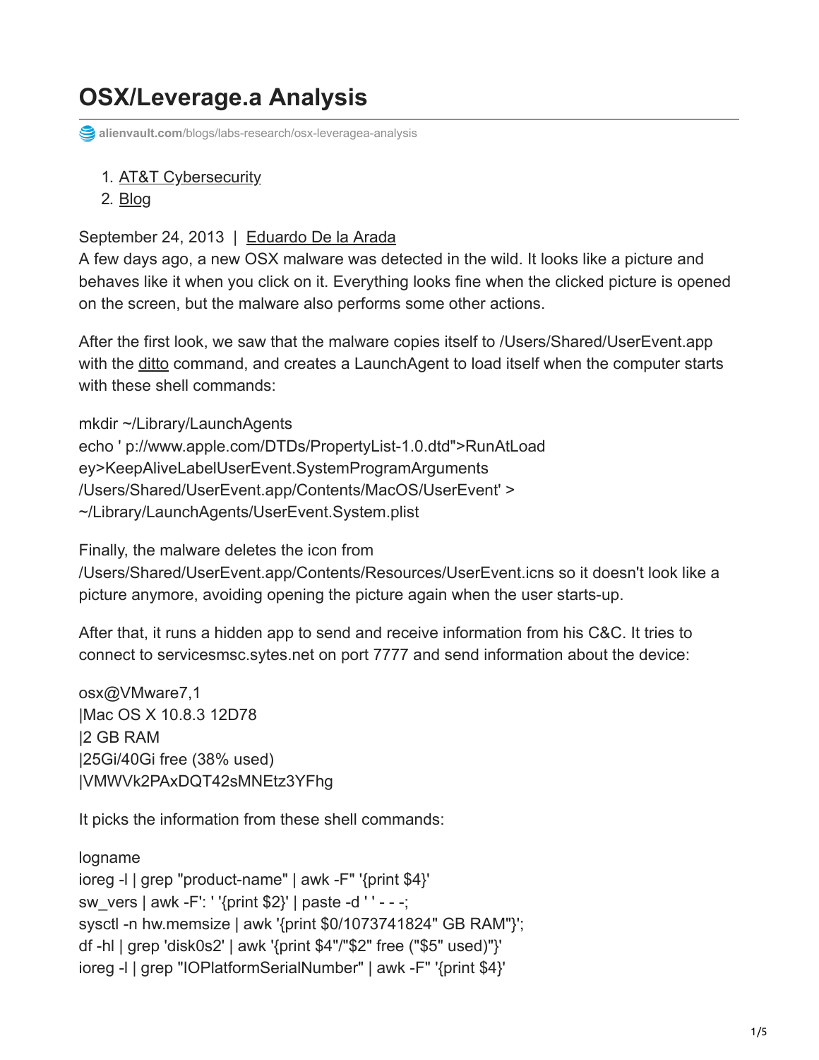# OSX/Leverage.a Analysis

alienvault.com/blogs/labs-research/osx-leveragea-analysis

1. AT&T Cybersecurity
2. Blog

September 24, 2013 | Eduardo De la Arada

A few days ago, a new OSX malware was detected in the wild. It looks like a picture and behaves like it when you click on it. Everything looks fine when the clicked picture is opened on the screen, but the malware also performs some other actions.

After the first look, we saw that the malware copies itself to /Users/Shared/UserEvent.app with the ditto command, and creates a LaunchAgent to load itself when the computer starts with these shell commands:

```
mkdir ~/Library/LaunchAgents
echo ' p://www.apple.com/DTDs/PropertyList-1.0.dtd">RunAtLoad
ey>KeepAliveLabelUserEvent.SystemProgramArguments
/Users/Shared/UserEvent.app/Contents/MacOS/UserEvent' >
~/Library/LaunchAgents/UserEvent.System.plist
```

Finally, the malware deletes the icon from /Users/Shared/UserEvent.app/Contents/Resources/UserEvent.icns so it doesn't look like a picture anymore, avoiding opening the picture again when the user starts-up.

After that, it runs a hidden app to send and receive information from his C&C. It tries to connect to servicesmsc.sytes.net on port 7777 and send information about the device:

```
osx@VMware7,1
|Mac OS X 10.8.3 12D78
|2 GB RAM
|25Gi/40Gi free (38% used)
|VMWVk2PAxDQT42sMNEtz3YFhg
```

It picks the information from these shell commands:

```
logname
ioreg -l | grep "product-name" | awk -F" '{print $4}'
sw_vers | awk -F': ' '{print $2}' | paste -d ' ' - - -;
sysctl -n hw.memsize | awk '{print $0/1073741824" GB RAM"}';
df -hl | grep 'disk0s2' | awk '{print $4"/"$2" free ("$5" used)"}'
ioreg -l | grep "IOPlatformSerialNumber" | awk -F" '{print $4}'
```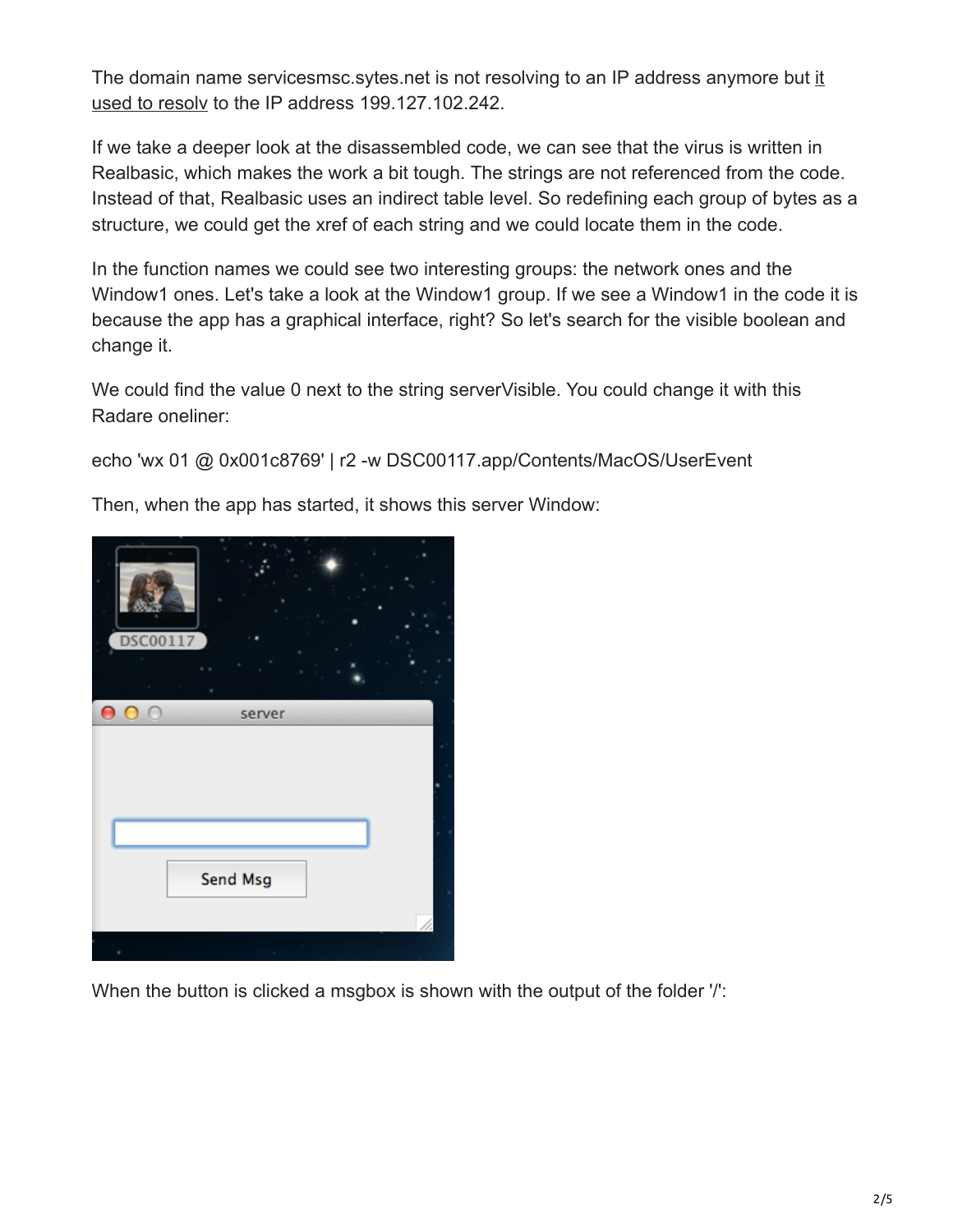The domain name servicesmsc.sytes.net is not resolving to an IP address anymore but [it used to resolv](#) to the IP address 199.127.102.242.

If we take a deeper look at the disassembled code, we can see that the virus is written in Realbasic, which makes the work a bit tough. The strings are not referenced from the code. Instead of that, Realbasic uses an indirect table level. So redefining each group of bytes as a structure, we could get the xref of each string and we could locate them in the code.

In the function names we could see two interesting groups: the network ones and the Window1 ones. Let's take a look at the Window1 group. If we see a Window1 in the code it is because the app has a graphical interface, right? So let's search for the visible boolean and change it.

We could find the value 0 next to the string serverVisible. You could change it with this Radare oneliner:

```
echo 'wx 01 @ 0x001c8769' | r2 -w DSC00117.app/Contents/MacOS/UserEvent
```

Then, when the app has started, it shows this server Window:

When the button is clicked a msgbox is shown with the output of the folder '/':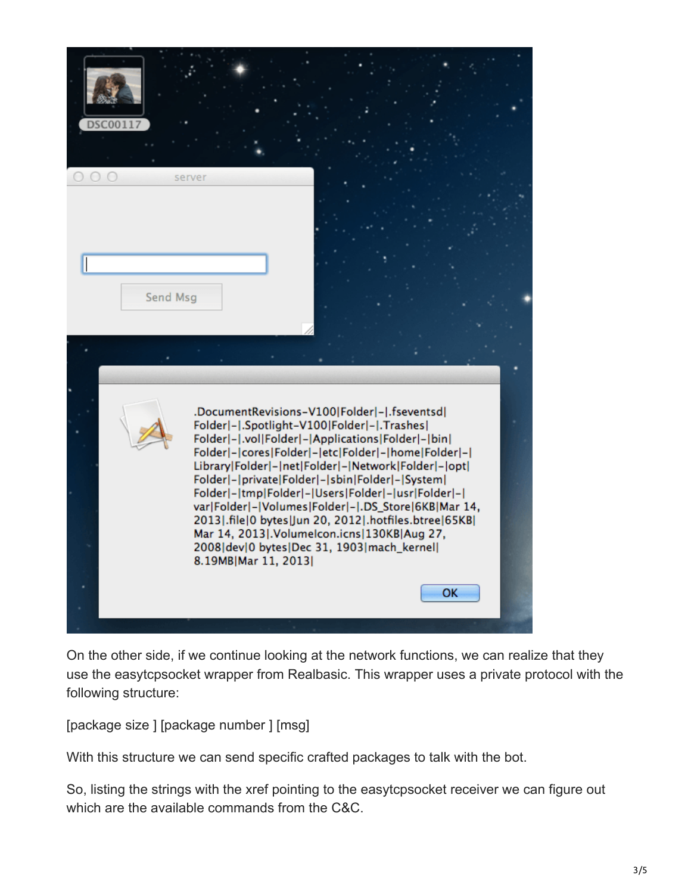On the other side, if we continue looking at the network functions, we can realize that they use the easytcpsocket wrapper from Realbasic. This wrapper uses a private protocol with the following structure:

[package size ] [package number ] [msg]

With this structure we can send specific crafted packages to talk with the bot.

So, listing the strings with the xref pointing to the easytcpsocket receiver we can figure out which are the available commands from the C&C.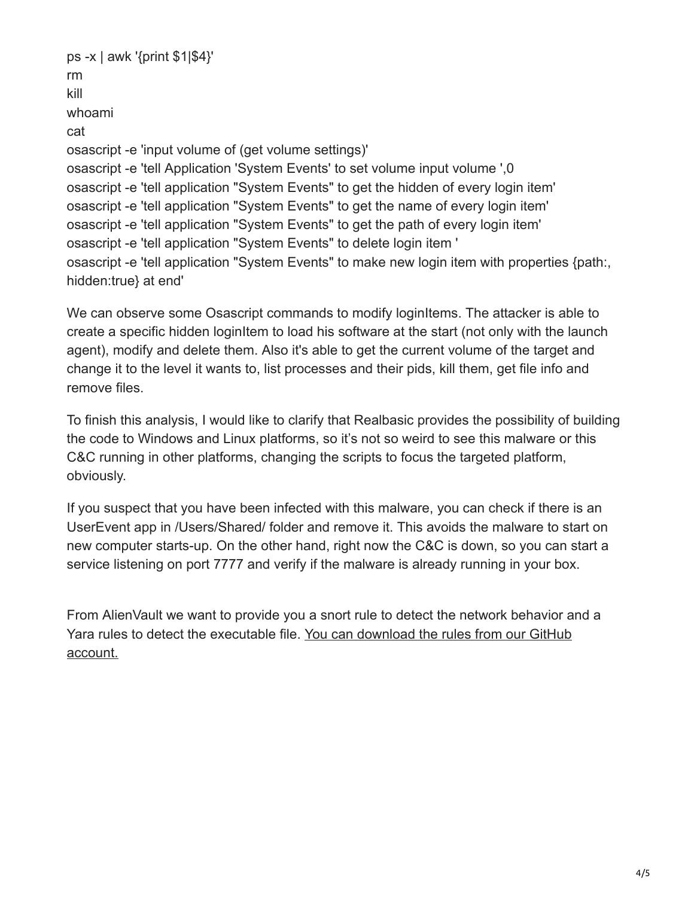```
ps -x | awk '{print $1|$4}'
rm
kill
whoami
cat
osascript -e 'input volume of (get volume settings)'
osascript -e 'tell Application 'System Events' to set volume input volume ',0
osascript -e 'tell application "System Events" to get the hidden of every login item'
osascript -e 'tell application "System Events" to get the name of every login item'
osascript -e 'tell application "System Events" to get the path of every login item'
osascript -e 'tell application "System Events" to delete login item '
osascript -e 'tell application "System Events" to make new login item with properties {path:,
hidden:true} at end'
```

We can observe some Osascript commands to modify loginItems. The attacker is able to create a specific hidden loginItem to load his software at the start (not only with the launch agent), modify and delete them. Also it's able to get the current volume of the target and change it to the level it wants to, list processes and their pids, kill them, get file info and remove files.

To finish this analysis, I would like to clarify that Realbasic provides the possibility of building the code to Windows and Linux platforms, so it's not so weird to see this malware or this C&C running in other platforms, changing the scripts to focus the targeted platform, obviously.

If you suspect that you have been infected with this malware, you can check if there is an UserEvent app in /Users/Shared/ folder and remove it. This avoids the malware to start on new computer starts-up. On the other hand, right now the C&C is down, so you can start a service listening on port 7777 and verify if the malware is already running in your box.

From AlienVault we want to provide you a snort rule to detect the network behavior and a Yara rules to detect the executable file. You can download the rules from our GitHub account.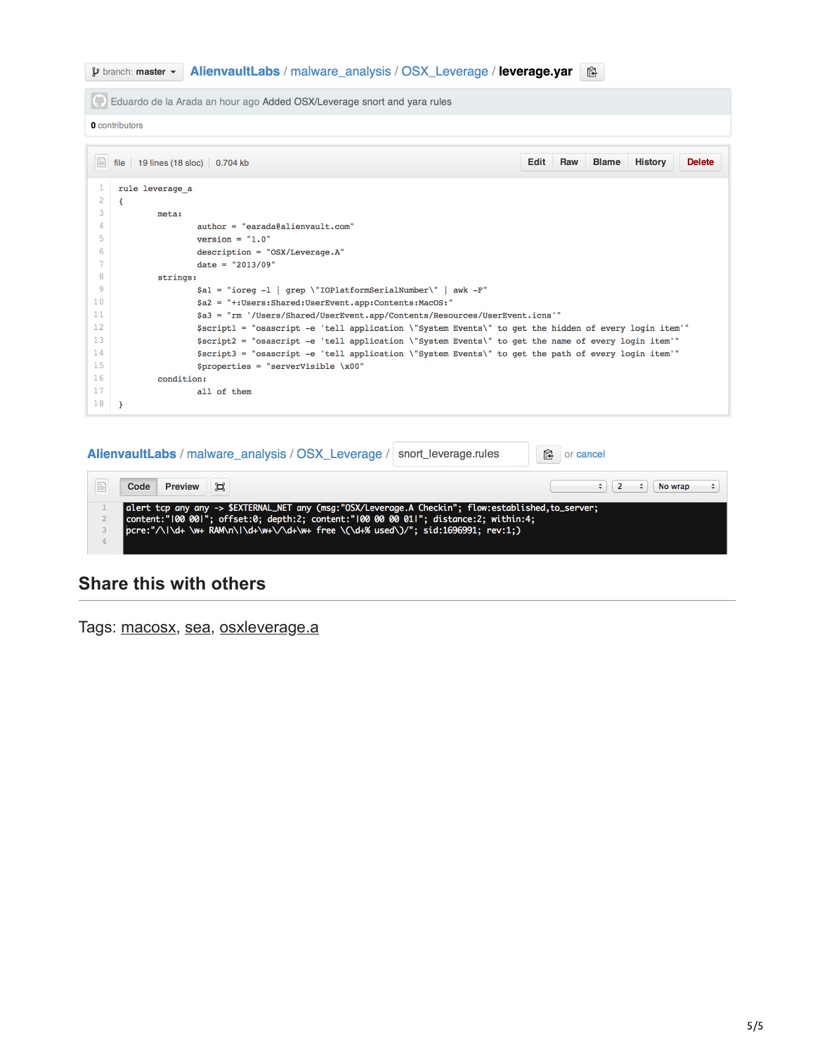branch: master AlienvaultLabs / malware_analysis / OSX_Leverage / **leverage.yar**

Eduardo de la Arada an hour ago Added OSX/Leverage snort and yara rules

**0** contributors

file | 19 lines (18 sloc) | 0.704 kb

Edit Raw Blame History Delete

```
rule leverage_a
{
        meta:
                author = "earada@alienvault.com"
                version = "1.0"
                description = "OSX/Leverage.A"
                date = "2013/09"
        strings:
                $a1 = "ioreg -l | grep \"IOPlatformSerialNumber\" | awk -F"
                $a2 = "+:Users:Shared:UserEvent.app:Contents:MacOS:"
                $a3 = "rm '/Users/Shared/UserEvent.app/Contents/Resources/UserEvent.icns'"
                $script1 = "osascript -e 'tell application \"System Events\" to get the hidden of every login item'"
                $script2 = "osascript -e 'tell application \"System Events\" to get the name of every login item'"
                $script3 = "osascript -e 'tell application \"System Events\" to get the path of every login item'"
                $properties = "serverVisible \x00"
        condition:
                all of them
}
```

AlienvaultLabs / malware_analysis / OSX_Leverage / snort_leverage.rules or cancel

Code Preview

```
alert tcp any any -> $EXTERNAL_NET any (msg:"OSX/Leverage.A Checkin"; flow:established,to_server;
content:"|00 00|"; offset:0; depth:2; content:"|00 00 00 01|"; distance:2; within:4;
pcre:"/\|\d+ \w+ RAM\n\|\d+\w+\/\d+\w+ free \(\d+% used\)/"; sid:1696991; rev:1;)

```

## Share this with others

Tags: macosx, sea, osxleverage.a